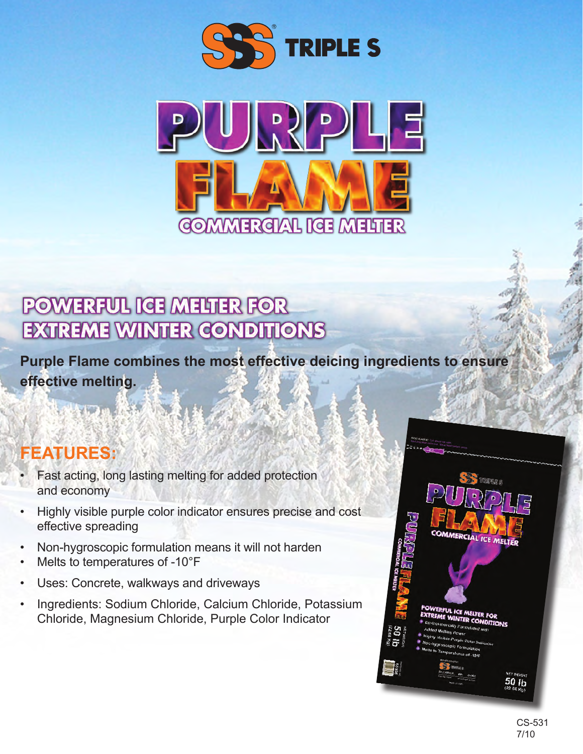# TRIPLE S

# PURPLE FLAME

## COMMERCIAL ICE MELTER

## POWERFUL ICE MELTER FOR EXTREME WINTER CONDITIONS

**Purple Flame combines the most effective deicing ingredients to ensure effective melting.**

## FEATURES:

- Fast acting, long lasting melting for added protection and economy
- Highly visible purple color indicator ensures precise and cost effective spreading
- Non-hygroscopic formulation means it will not harden
- Melts to temperatures of -10°F
- Uses: Concrete, walkways and driveways
- Ingredients: Sodium Chloride, Calcium Chloride, Potassium Chloride, Magnesium Chloride, Purple Color Indicator

CS-531
7/10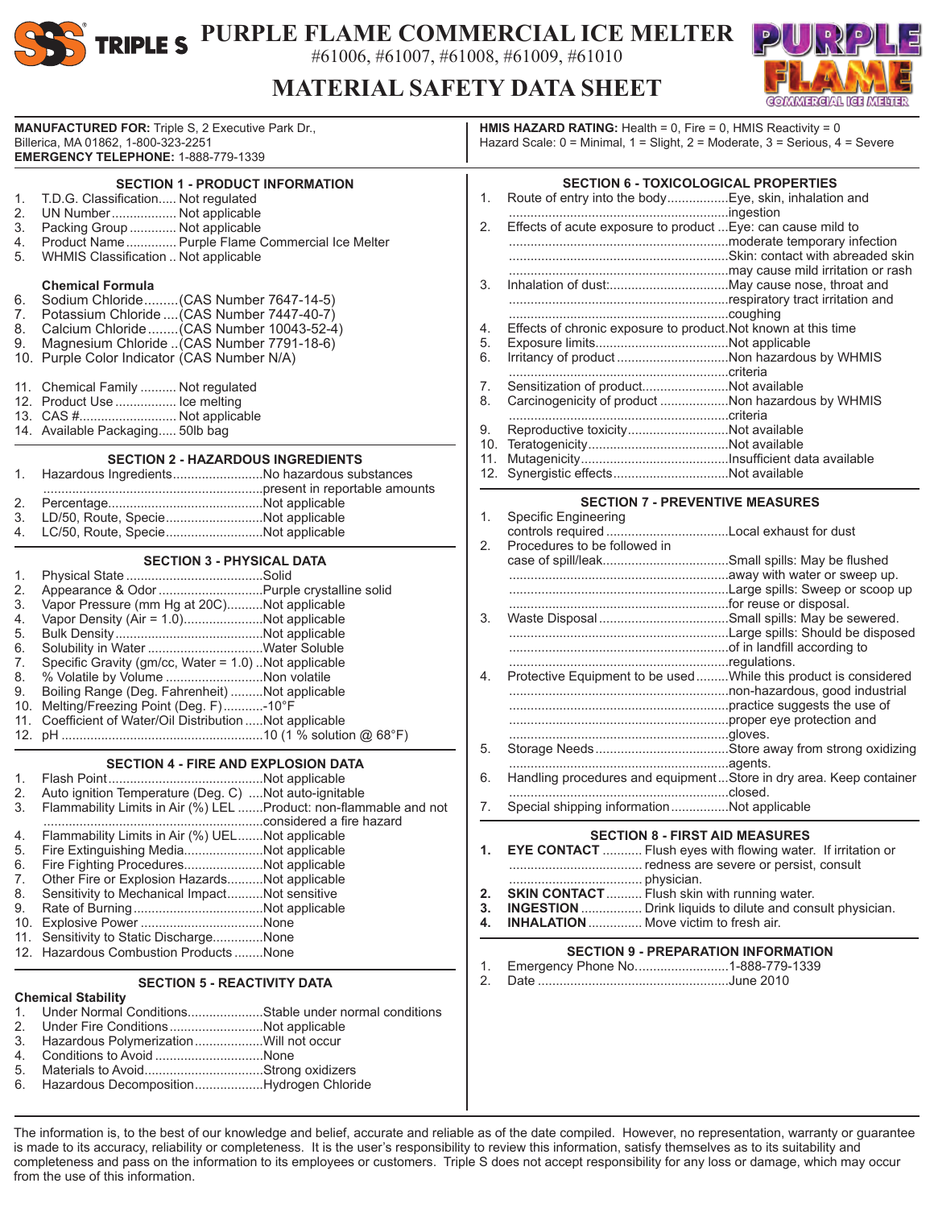# PURPLE FLAME COMMERCIAL ICE MELTER

#61006, #61007, #61008, #61009, #61010

## MATERIAL SAFETY DATA SHEET

**MANUFACTURED FOR:** Triple S, 2 Executive Park Dr., Billerica, MA 01862, 1-800-323-2251
**EMERGENCY TELEPHONE:** 1-888-779-1339

**HMIS HAZARD RATING:** Health = 0, Fire = 0, HMIS Reactivity = 0
Hazard Scale: 0 = Minimal, 1 = Slight, 2 = Moderate, 3 = Serious, 4 = Severe

### SECTION 1 - PRODUCT INFORMATION

1. T.D.G. Classification..... Not regulated
2. UN Number.................. Not applicable
3. Packing Group ............. Not applicable
4. Product Name.............. Purple Flame Commercial Ice Melter
5. WHMIS Classification .. Not applicable

**Chemical Formula**

6. Sodium Chloride.........(CAS Number 7647-14-5)
7. Potassium Chloride ....(CAS Number 7447-40-7)
8. Calcium Chloride........(CAS Number 10043-52-4)
9. Magnesium Chloride ..(CAS Number 7791-18-6)
10. Purple Color Indicator (CAS Number N/A)

11. Chemical Family .......... Not regulated
12. Product Use ................. Ice melting
13. CAS #........................... Not applicable
14. Available Packaging..... 50lb bag

### SECTION 2 - HAZARDOUS INGREDIENTS

1. Hazardous Ingredients.........................No hazardous substances present in reportable amounts
2. Percentage...........................................Not applicable
3. LD/50, Route, Specie...........................Not applicable
4. LC/50, Route, Specie...........................Not applicable

### SECTION 3 - PHYSICAL DATA

1. Physical State ......................................Solid
2. Appearance & Odor .............................Purple crystalline solid
3. Vapor Pressure (mm Hg at 20C)..........Not applicable
4. Vapor Density (Air = 1.0)......................Not applicable
5. Bulk Density.........................................Not applicable
6. Solubility in Water ................................Water Soluble
7. Specific Gravity (gm/cc, Water = 1.0) ..Not applicable
8. % Volatile by Volume ...........................Non volatile
9. Boiling Range (Deg. Fahrenheit) .........Not applicable
10. Melting/Freezing Point (Deg. F)...........-10°F
11. Coefficient of Water/Oil Distribution .....Not applicable
12. pH .......................................................10 (1 % solution @ 68°F)

### SECTION 4 - FIRE AND EXPLOSION DATA

1. Flash Point...........................................Not applicable
2. Auto ignition Temperature (Deg. C) ....Not auto-ignitable
3. Flammability Limits in Air (%) LEL .......Product: non-flammable and not considered a fire hazard
4. Flammability Limits in Air (%) UEL.......Not applicable
5. Fire Extinguishing Media......................Not applicable
6. Fire Fighting Procedures......................Not applicable
7. Other Fire or Explosion Hazards..........Not applicable
8. Sensitivity to Mechanical Impact..........Not sensitive
9. Rate of Burning....................................Not applicable
10. Explosive Power ..................................None
11. Sensitivity to Static Discharge..............None
12. Hazardous Combustion Products ........None

### SECTION 5 - REACTIVITY DATA

**Chemical Stability**

1. Under Normal Conditions.....................Stable under normal conditions
2. Under Fire Conditions..........................Not applicable
3. Hazardous Polymerization...................Will not occur
4. Conditions to Avoid ..............................None
5. Materials to Avoid.................................Strong oxidizers
6. Hazardous Decomposition...................Hydrogen Chloride

### SECTION 6 - TOXICOLOGICAL PROPERTIES

1. Route of entry into the body.................Eye, skin, inhalation and ingestion
2. Effects of acute exposure to product ...Eye: can cause mild to moderate temporary infection
   Skin: contact with abraded skin may cause mild irritation or rash
3. Inhalation of dust:.................................May cause nose, throat and respiratory tract irritation and coughing
4. Effects of chronic exposure to product.Not known at this time
5. Exposure limits.....................................Not applicable
6. Irritancy of product ...............................Non hazardous by WHMIS criteria
7. Sensitization of product........................Not available
8. Carcinogenicity of product ...................Non hazardous by WHMIS criteria
9. Reproductive toxicity............................Not available
10. Teratogenicity.......................................Not available
11. Mutagenicity.........................................Insufficient data available
12. Synergistic effects................................Not available

### SECTION 7 - PREVENTIVE MEASURES

1. Specific Engineering controls required ..................................Local exhaust for dust
2. Procedures to be followed in case of spill/leak..................................Small spills: May be flushed away with water or sweep up.
   Large spills: Sweep or scoop up for reuse or disposal.
3. Waste Disposal ....................................Small spills: May be sewered.
   Large spills: Should be disposed of in landfill according to regulations.
4. Protective Equipment to be used.........While this product is considered non-hazardous, good industrial practice suggests the use of proper eye protection and gloves.
5. Storage Needs .....................................Store away from strong oxidizing agents.
6. Handling procedures and equipment...Store in dry area. Keep container closed.
7. Special shipping information................Not applicable

### SECTION 8 - FIRST AID MEASURES

1. **EYE CONTACT** ........... Flush eyes with flowing water. If irritation or redness are severe or persist, consult physician.
2. **SKIN CONTACT** .......... Flush skin with running water.
3. **INGESTION** ................. Drink liquids to dilute and consult physician.
4. **INHALATION** ............... Move victim to fresh air.

### SECTION 9 - PREPARATION INFORMATION

1. Emergency Phone No..........................1-888-779-1339
2. Date .....................................................June 2010

The information is, to the best of our knowledge and belief, accurate and reliable as of the date compiled. However, no representation, warranty or guarantee is made to its accuracy, reliability or completeness. It is the user's responsibility to review this information, satisfy themselves as to its suitability and completeness and pass on the information to its employees or customers. Triple S does not accept responsibility for any loss or damage, which may occur from the use of this information.